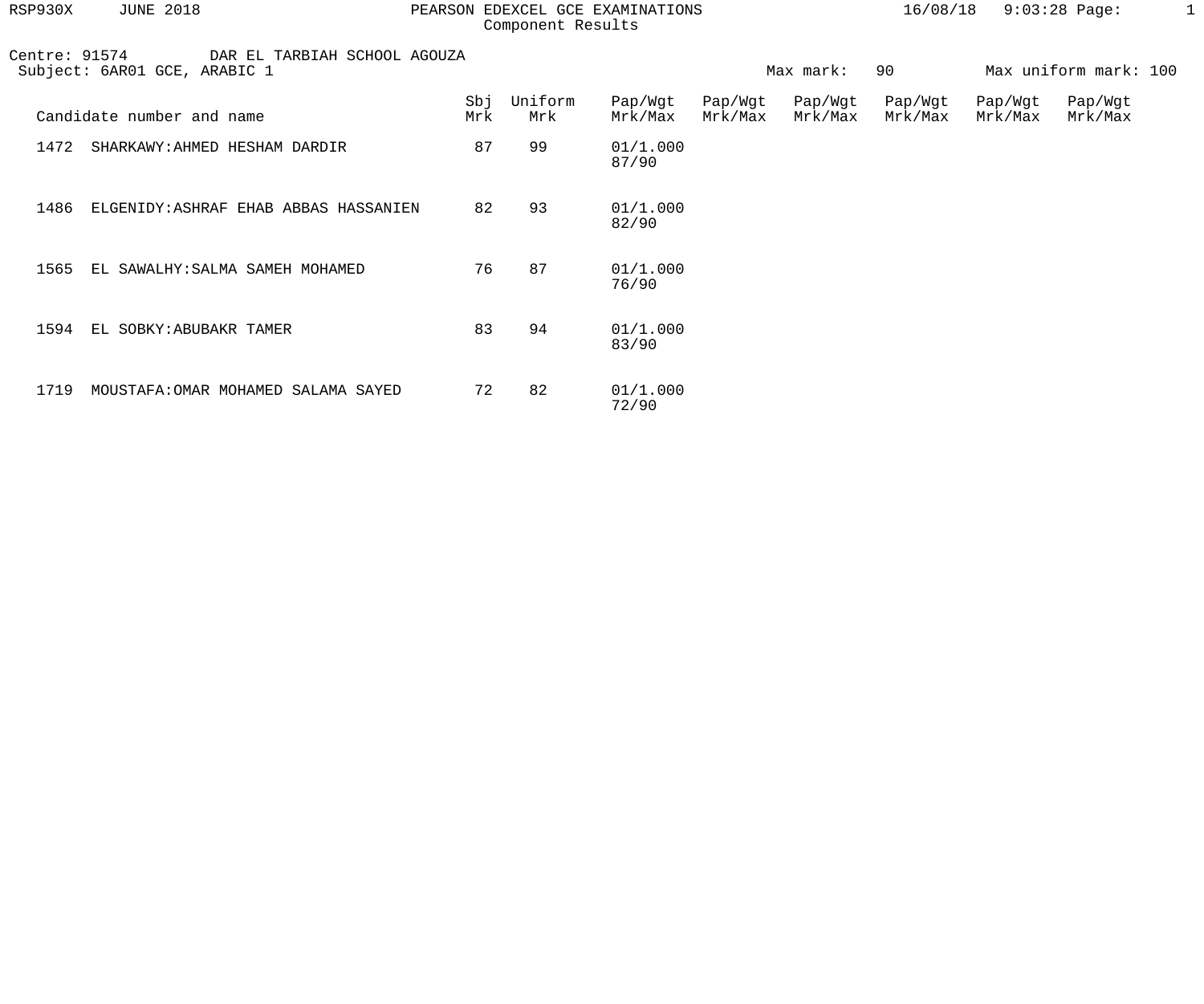RSP930X JUNE 2018 PEARSON EDEXCEL GCE EXAMINATIONS 16/08/18 9:03:28

Component Results

Centre: 91574 DAR EL TARBIAH SCHOOL AGOUZA

Subject: 6AR01 GCE, ARABIC 1 Max mark: 90 Max uniform mark: 100

| Candidate number and name | Sbj Mrk | Uniform Mrk | Pap/Wgt Mrk/Max | Pap/Wgt Mrk/Max | Pap/Wgt Mrk/Max | Pap/Wgt Mrk/Max | Pap/Wgt Mrk/Max | Pap/Wgt Mrk/Max |
|---|---|---|---|---|---|---|---|---|
| 1472 SHARKAWY:AHMED HESHAM DARDIR | 87 | 99 | 01/1.000 87/90 | | | | | |
| 1486 ELGENIDY:ASHRAF EHAB ABBAS HASSANIEN | 82 | 93 | 01/1.000 82/90 | | | | | |
| 1565 EL SAWALHY:SALMA SAMEH MOHAMED | 76 | 87 | 01/1.000 76/90 | | | | | |
| 1594 EL SOBKY:ABUBAKR TAMER | 83 | 94 | 01/1.000 83/90 | | | | | |
| 1719 MOUSTAFA:OMAR MOHAMED SALAMA SAYED | 72 | 82 | 01/1.000 72/90 | | | | | |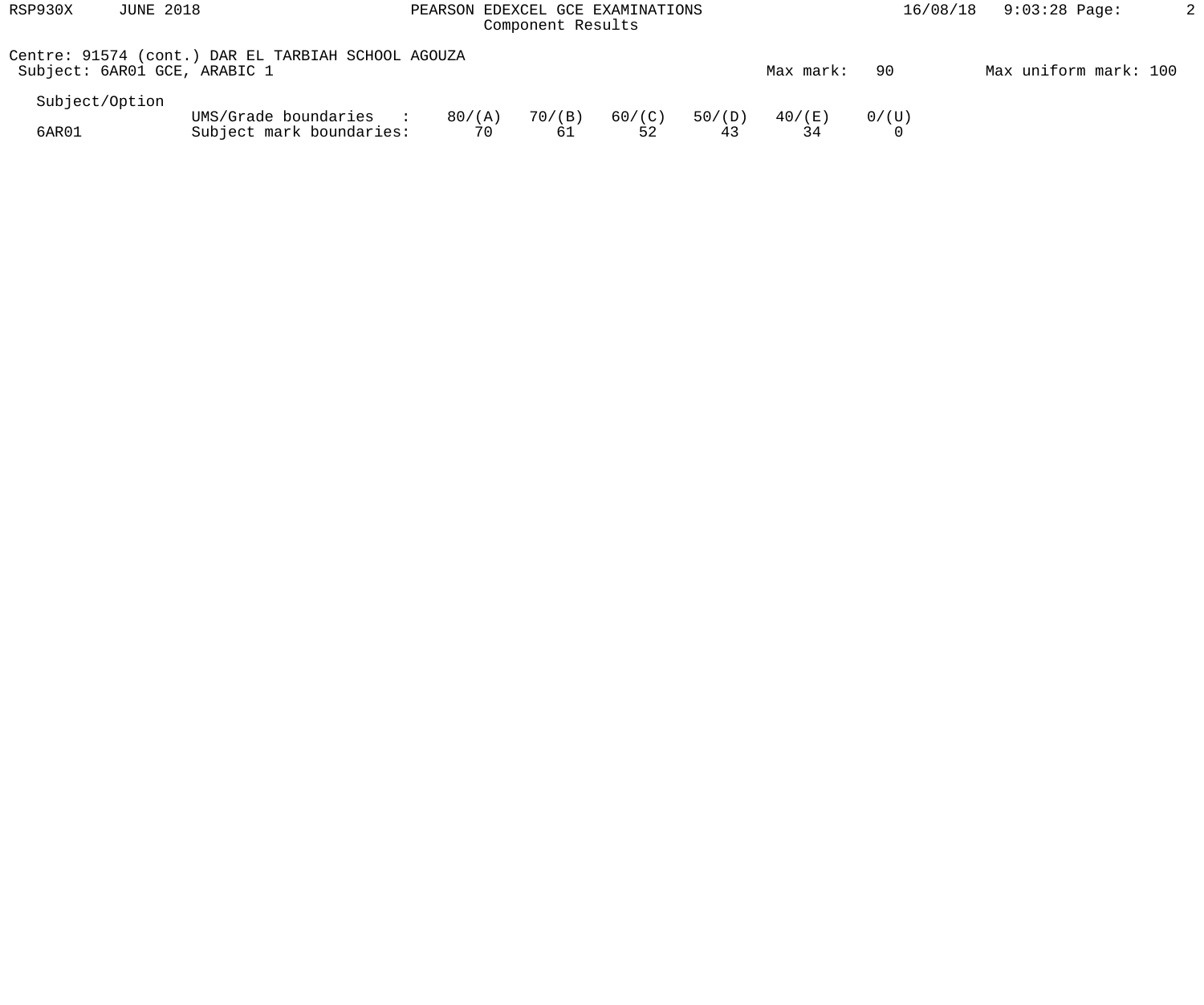Centre: 91574 (cont.) DAR EL TARBIAH SCHOOL AGOUZA

Subject: 6AR01 GCE, ARABIC 1

Max mark: 90

Max uniform mark: 100

| Subject/Option | | | | | | | |
|---|---|---|---|---|---|---|---|
| | UMS/Grade boundaries : | 80/(A) | 70/(B) | 60/(C) | 50/(D) | 40/(E) | 0/(U) |
| 6AR01 | Subject mark boundaries: | 70 | 61 | 52 | 43 | 34 | 0 |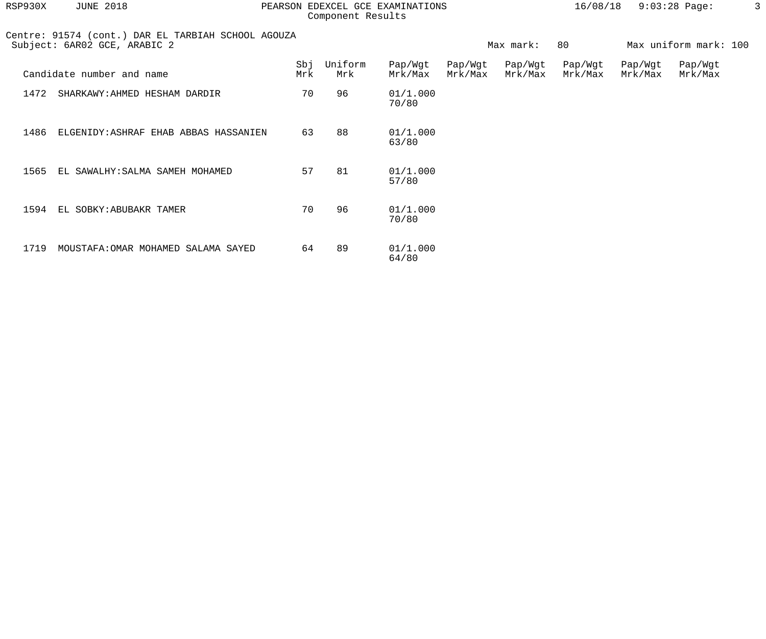Centre: 91574 (cont.) DAR EL TARBIAH SCHOOL AGOUZA
Subject: 6AR02 GCE, ARABIC 2 | Max mark: 80 | Max uniform mark: 100

| Candidate number and name | | Sbj Mrk | Uniform Mrk | Pap/Wgt Mrk/Max | Pap/Wgt Mrk/Max | Pap/Wgt Mrk/Max | Pap/Wgt Mrk/Max | Pap/Wgt Mrk/Max | Pap/Wgt Mrk/Max |
|---|---|---|---|---|---|---|---|---|---|
| 1472 | SHARKAWY:AHMED HESHAM DARDIR | 70 | 96 | 01/1.000 70/80 | | | | | |
| 1486 | ELGENIDY:ASHRAF EHAB ABBAS HASSANIEN | 63 | 88 | 01/1.000 63/80 | | | | | |
| 1565 | EL SAWALHY:SALMA SAMEH MOHAMED | 57 | 81 | 01/1.000 57/80 | | | | | |
| 1594 | EL SOBKY:ABUBAKR TAMER | 70 | 96 | 01/1.000 70/80 | | | | | |
| 1719 | MOUSTAFA:OMAR MOHAMED SALAMA SAYED | 64 | 89 | 01/1.000 64/80 | | | | | |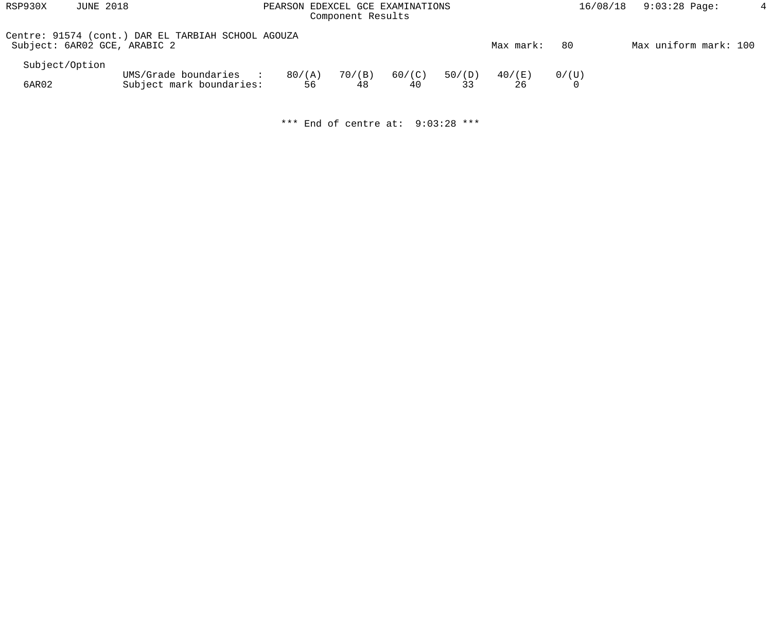Centre: 91574 (cont.) DAR EL TARBIAH SCHOOL AGOUZA
Subject: 6AR02 GCE, ARABIC 2

Max mark: 80

Max uniform mark: 100

| Subject/Option | | | | | | | |
|---|---|---|---|---|---|---|---|
| | UMS/Grade boundaries : | 80/(A) | 70/(B) | 60/(C) | 50/(D) | 40/(E) | 0/(U) |
| 6AR02 | Subject mark boundaries: | 56 | 48 | 40 | 33 | 26 | 0 |

*** End of centre at: 9:03:28 ***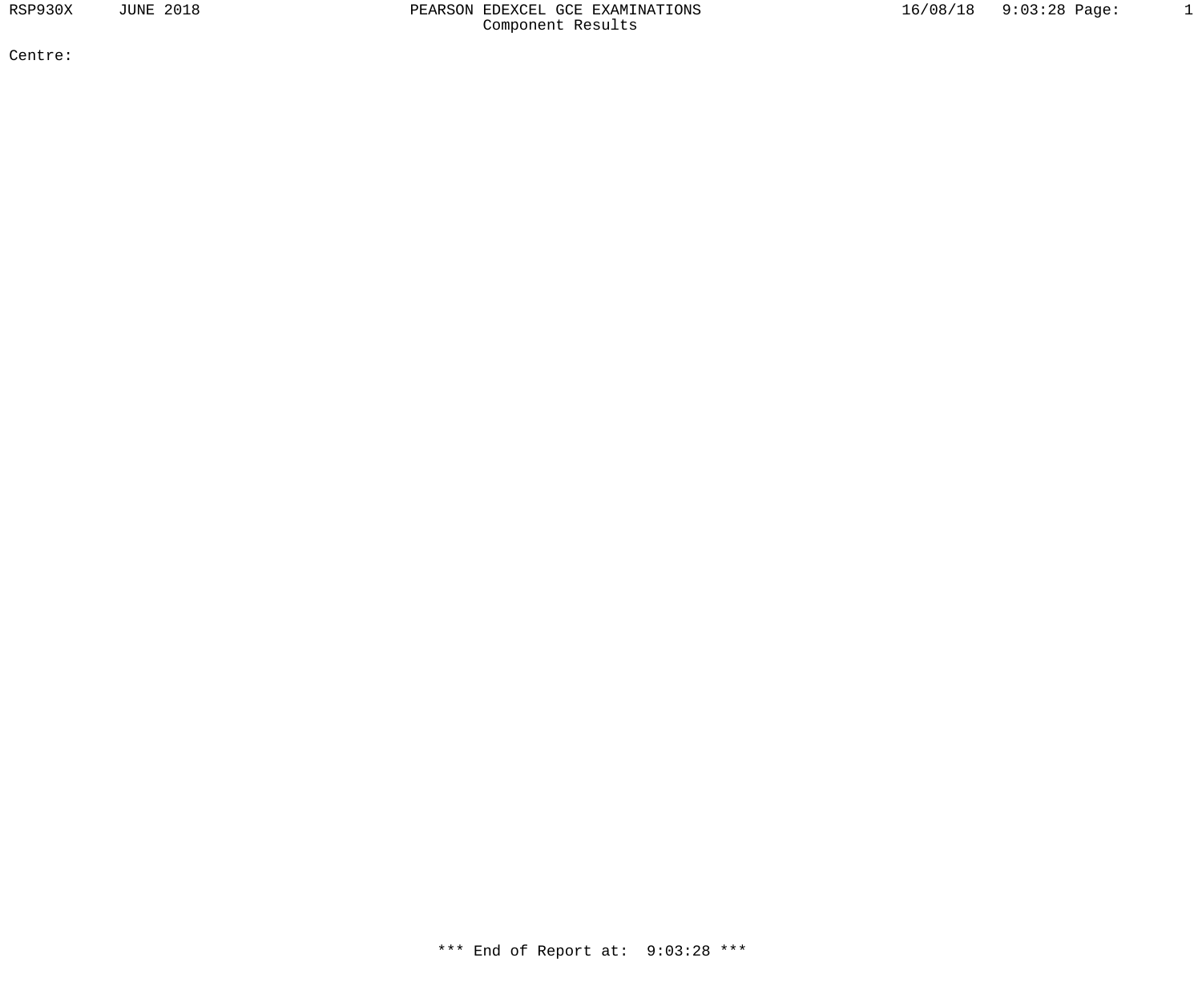Centre:

\*\*\* End of Report at: 9:03:28 \*\*\*

Centre:

*** End of Report at:  9:03:28 ***